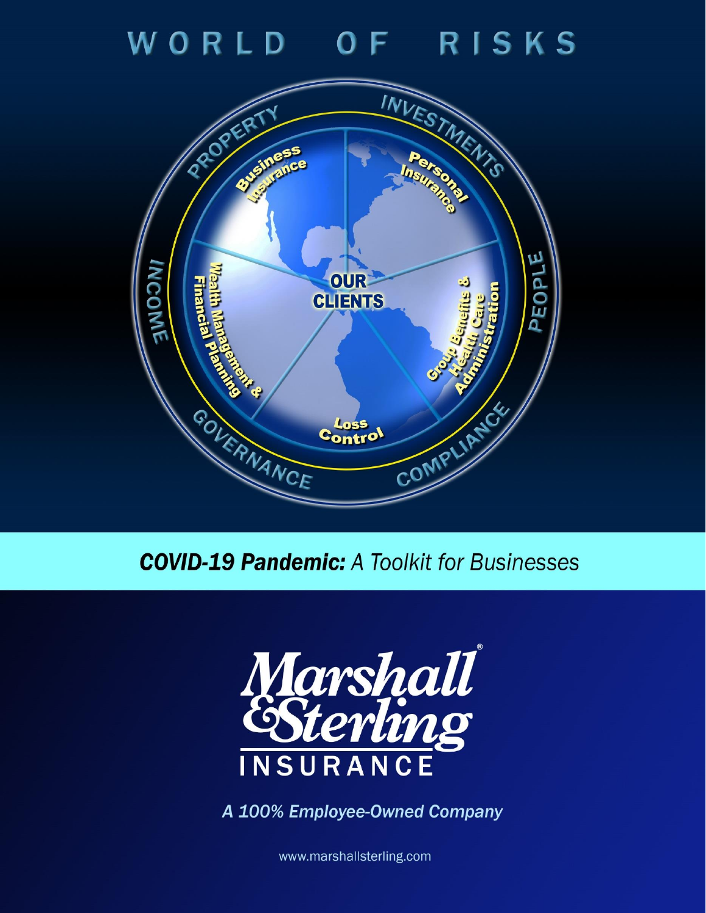# WORLD OF RISKS

PROPERTY

INVESTMENTS

INCOME

PEOPLE

GOVERNANCE

COMPLIANCE

Business Insurance

Personal Insurance

Wealth Management & Financial Planning

OUR CLIENTS

Group Benefits & Health Care Administration

Loss Control

## *COVID-19 Pandemic:* *A Toolkit for Businesses*

Marshall & Sterling®
INSURANCE

*A 100% Employee-Owned Company*

www.marshallsterling.com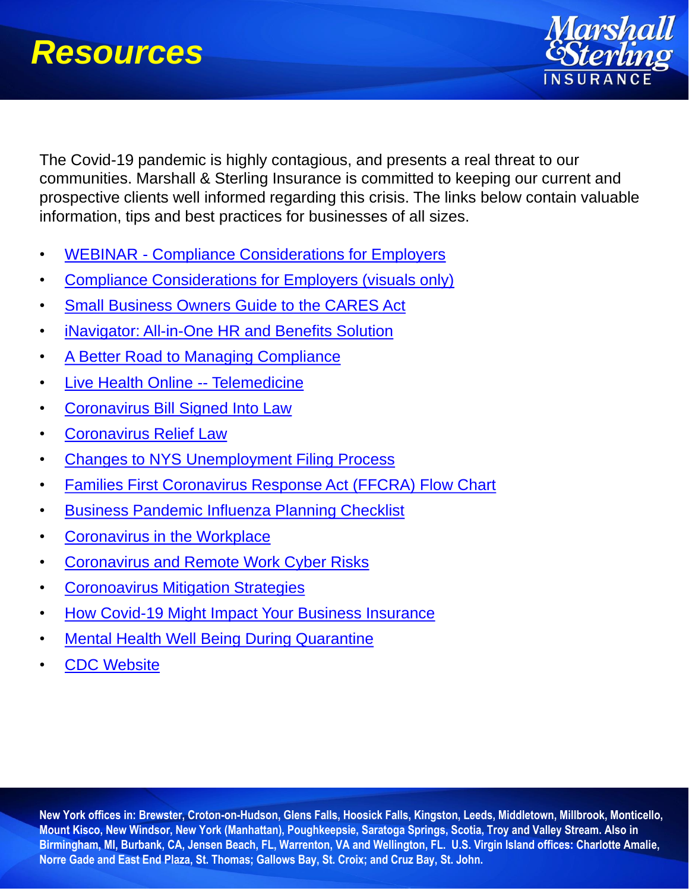# Resources

Marshall & Sterling INSURANCE

The Covid-19 pandemic is highly contagious, and presents a real threat to our communities. Marshall & Sterling Insurance is committed to keeping our current and prospective clients well informed regarding this crisis. The links below contain valuable information, tips and best practices for businesses of all sizes.

- WEBINAR - Compliance Considerations for Employers
- Compliance Considerations for Employers (visuals only)
- Small Business Owners Guide to the CARES Act
- iNavigator: All-in-One HR and Benefits Solution
- A Better Road to Managing Compliance
- Live Health Online -- Telemedicine
- Coronavirus Bill Signed Into Law
- Coronavirus Relief Law
- Changes to NYS Unemployment Filing Process
- Families First Coronavirus Response Act (FFCRA) Flow Chart
- Business Pandemic Influenza Planning Checklist
- Coronavirus in the Workplace
- Coronavirus and Remote Work Cyber Risks
- Coronoavirus Mitigation Strategies
- How Covid-19 Might Impact Your Business Insurance
- Mental Health Well Being During Quarantine
- CDC Website

**New York offices in: Brewster, Croton-on-Hudson, Glens Falls, Hoosick Falls, Kingston, Leeds, Middletown, Millbrook, Monticello, Mount Kisco, New Windsor, New York (Manhattan), Poughkeepsie, Saratoga Springs, Scotia, Troy and Valley Stream. Also in Birmingham, MI, Burbank, CA, Jensen Beach, FL, Warrenton, VA and Wellington, FL. U.S. Virgin Island offices: Charlotte Amalie, Norre Gade and East End Plaza, St. Thomas; Gallows Bay, St. Croix; and Cruz Bay, St. John.**